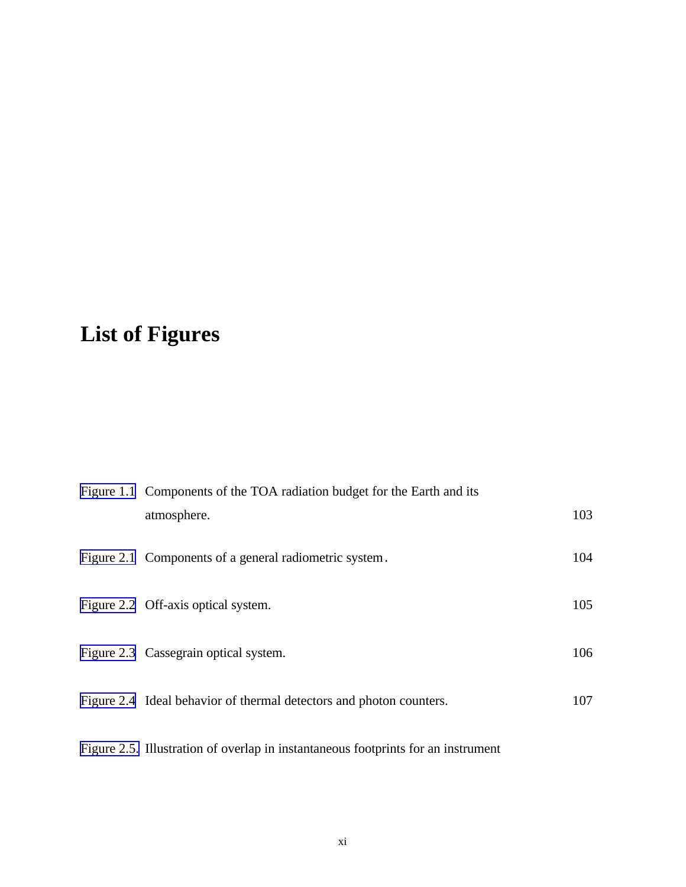# List of Figures

| | | |
|---|---|---|
| Figure 1.1 | Components of the TOA radiation budget for the Earth and its atmosphere. | 103 |
| Figure 2.1 | Components of a general radiometric system. | 104 |
| Figure 2.2 | Off-axis optical system. | 105 |
| Figure 2.3 | Cassegrain optical system. | 106 |
| Figure 2.4 | Ideal behavior of thermal detectors and photon counters. | 107 |
| Figure 2.5. | Illustration of overlap in instantaneous footprints for an instrument | |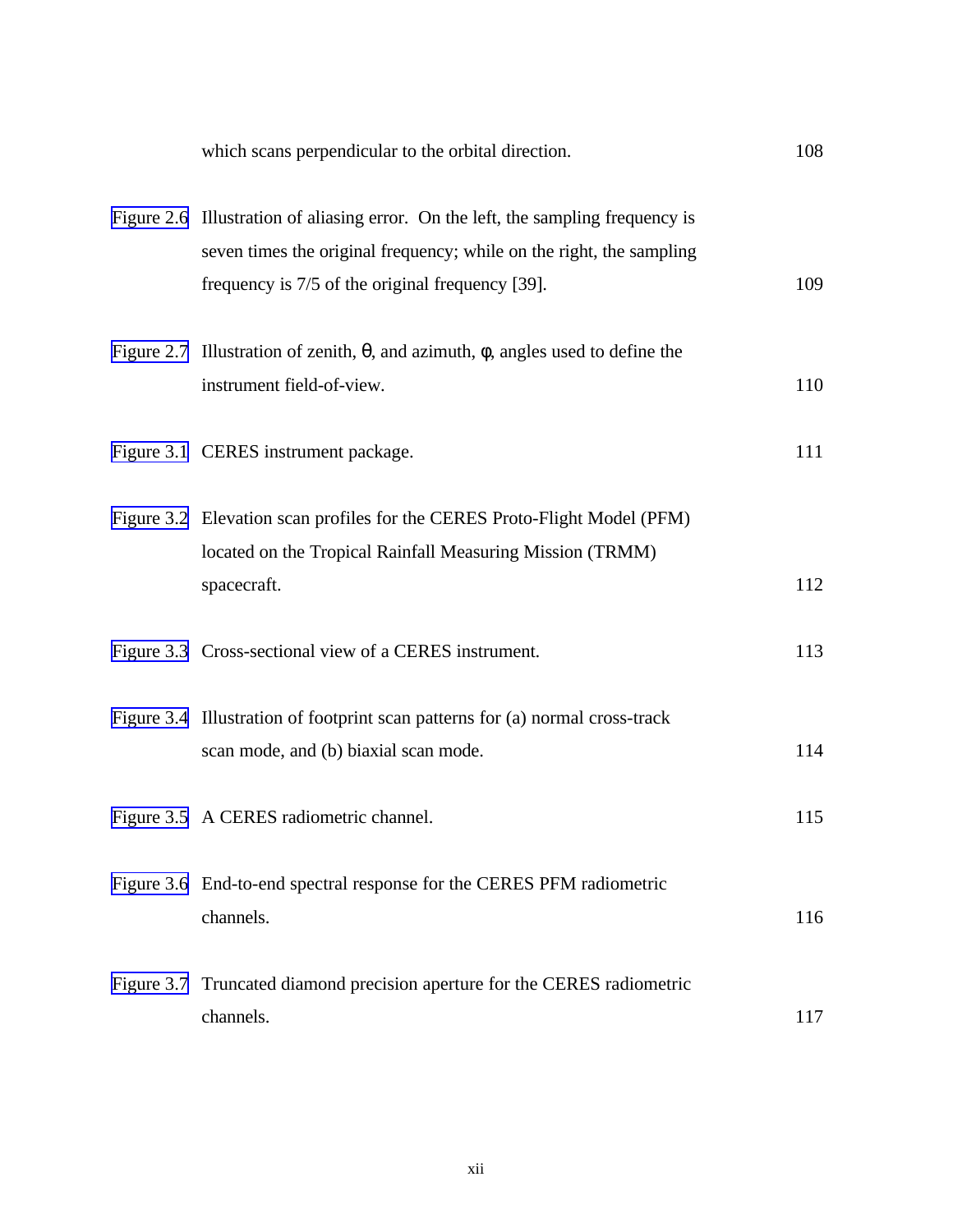which scans perpendicular to the orbital direction. 108

Figure 2.6 Illustration of aliasing error. On the left, the sampling frequency is seven times the original frequency; while on the right, the sampling frequency is 7/5 of the original frequency [39]. 109

Figure 2.7 Illustration of zenith, $\theta$, and azimuth, $\phi$, angles used to define the instrument field-of-view. 110

Figure 3.1 CERES instrument package. 111

Figure 3.2 Elevation scan profiles for the CERES Proto-Flight Model (PFM) located on the Tropical Rainfall Measuring Mission (TRMM) spacecraft. 112

Figure 3.3 Cross-sectional view of a CERES instrument. 113

Figure 3.4 Illustration of footprint scan patterns for (a) normal cross-track scan mode, and (b) biaxial scan mode. 114

Figure 3.5 A CERES radiometric channel. 115

Figure 3.6 End-to-end spectral response for the CERES PFM radiometric channels. 116

Figure 3.7 Truncated diamond precision aperture for the CERES radiometric channels. 117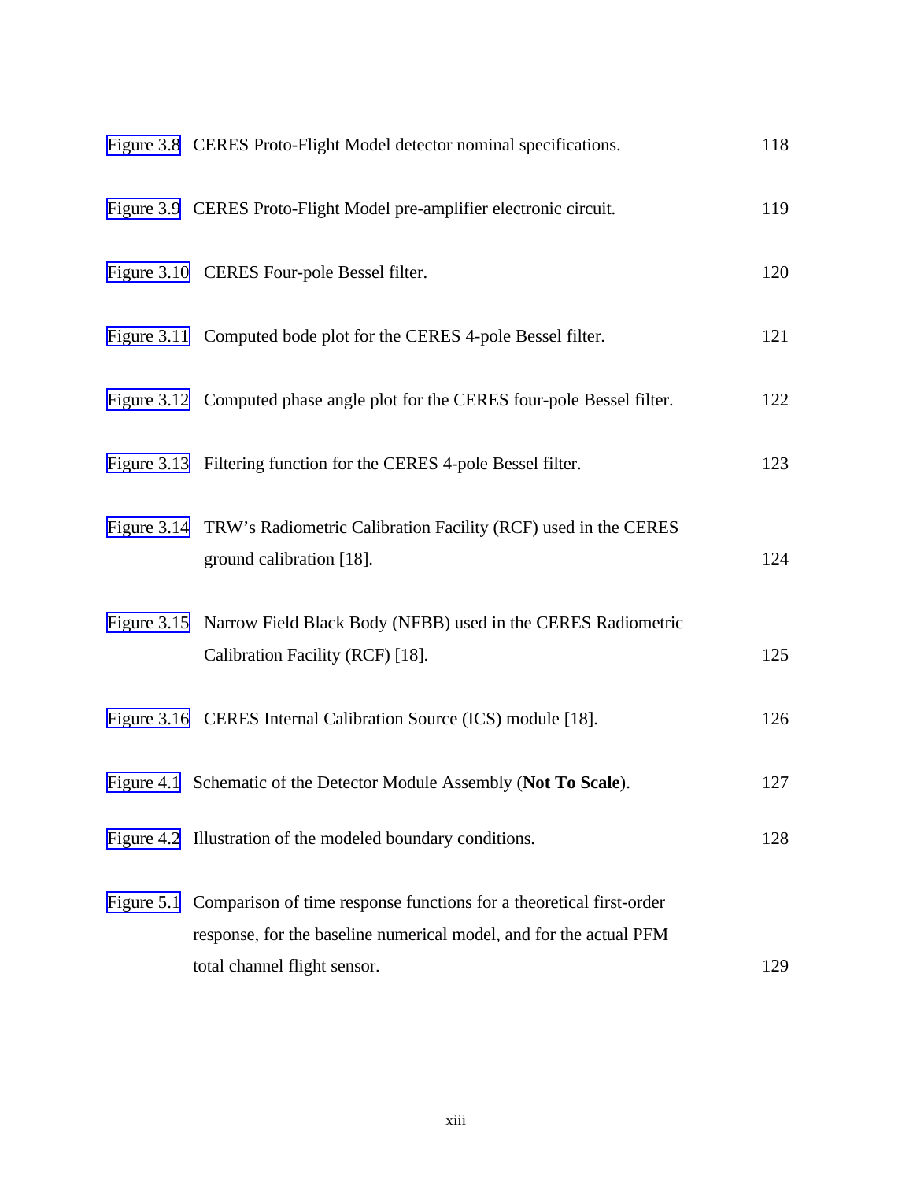Figure 3.8 CERES Proto-Flight Model detector nominal specifications. 118

Figure 3.9 CERES Proto-Flight Model pre-amplifier electronic circuit. 119

Figure 3.10 CERES Four-pole Bessel filter. 120

Figure 3.11 Computed bode plot for the CERES 4-pole Bessel filter. 121

Figure 3.12 Computed phase angle plot for the CERES four-pole Bessel filter. 122

Figure 3.13 Filtering function for the CERES 4-pole Bessel filter. 123

Figure 3.14 TRW's Radiometric Calibration Facility (RCF) used in the CERES ground calibration [18]. 124

Figure 3.15 Narrow Field Black Body (NFBB) used in the CERES Radiometric Calibration Facility (RCF) [18]. 125

Figure 3.16 CERES Internal Calibration Source (ICS) module [18]. 126

Figure 4.1 Schematic of the Detector Module Assembly (**Not To Scale**). 127

Figure 4.2 Illustration of the modeled boundary conditions. 128

Figure 5.1 Comparison of time response functions for a theoretical first-order response, for the baseline numerical model, and for the actual PFM total channel flight sensor. 129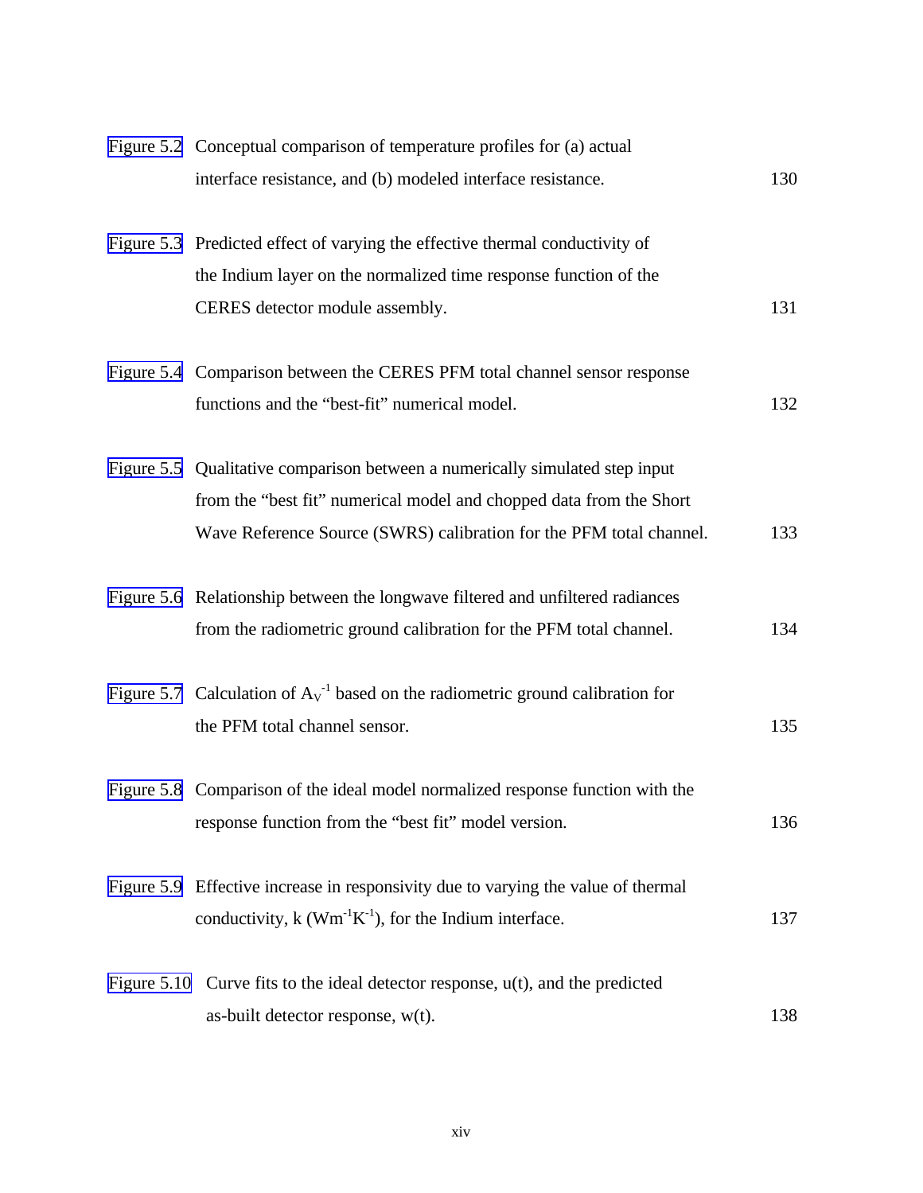| | | |
|---|---|---|
| Figure 5.2 | Conceptual comparison of temperature profiles for (a) actual interface resistance, and (b) modeled interface resistance. | 130 |
| Figure 5.3 | Predicted effect of varying the effective thermal conductivity of the Indium layer on the normalized time response function of the CERES detector module assembly. | 131 |
| Figure 5.4 | Comparison between the CERES PFM total channel sensor response functions and the “best-fit” numerical model. | 132 |
| Figure 5.5 | Qualitative comparison between a numerically simulated step input from the “best fit” numerical model and chopped data from the Short Wave Reference Source (SWRS) calibration for the PFM total channel. | 133 |
| Figure 5.6 | Relationship between the longwave filtered and unfiltered radiances from the radiometric ground calibration for the PFM total channel. | 134 |
| Figure 5.7 | Calculation of $A_V^{-1}$ based on the radiometric ground calibration for the PFM total channel sensor. | 135 |
| Figure 5.8 | Comparison of the ideal model normalized response function with the response function from the “best fit” model version. | 136 |
| Figure 5.9 | Effective increase in responsivity due to varying the value of thermal conductivity, k ($Wm^{-1}K^{-1}$), for the Indium interface. | 137 |
| Figure 5.10 | Curve fits to the ideal detector response, u(t), and the predicted as-built detector response, w(t). | 138 |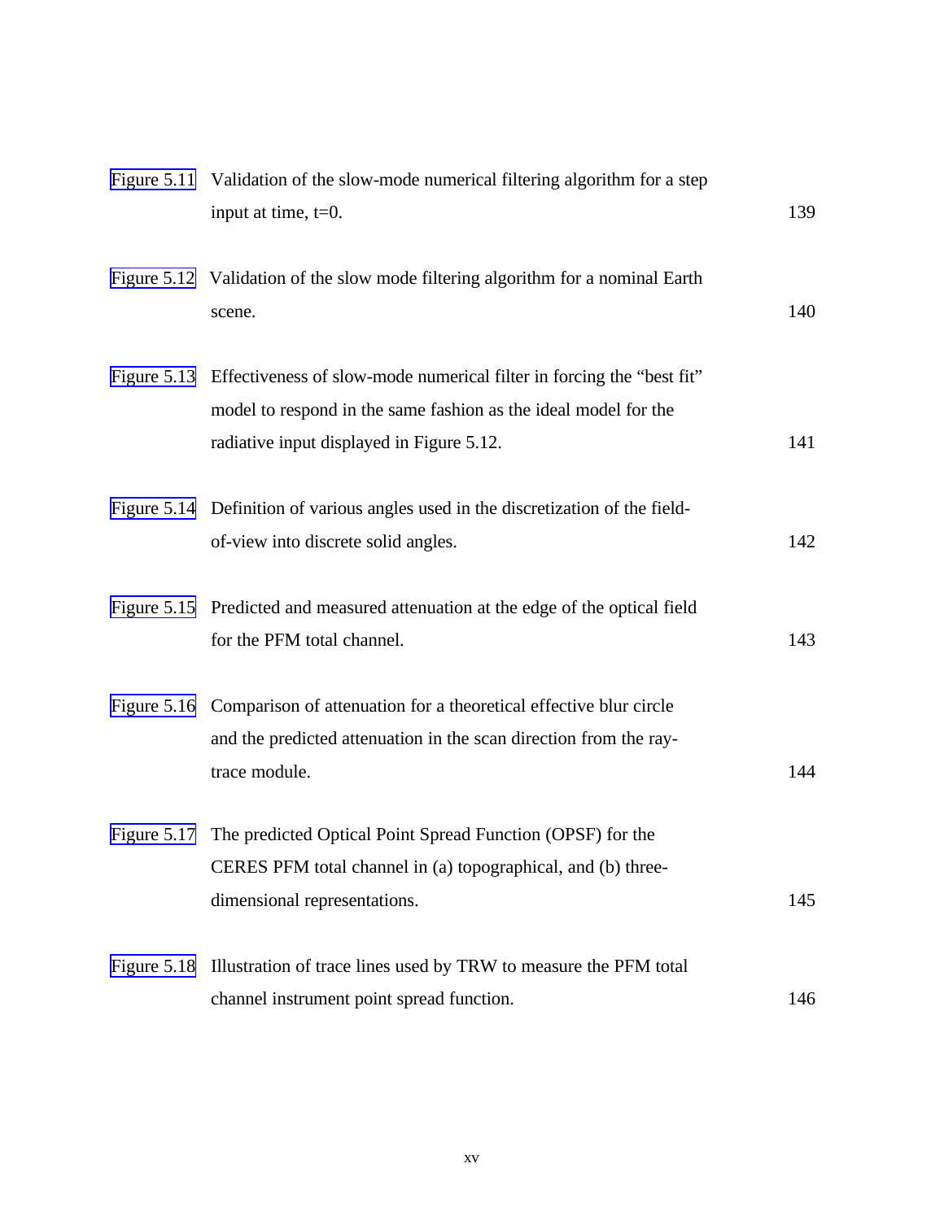| | | |
|---|---|---|
| Figure 5.11 | Validation of the slow-mode numerical filtering algorithm for a step input at time, t=0. | 139 |
| Figure 5.12 | Validation of the slow mode filtering algorithm for a nominal Earth scene. | 140 |
| Figure 5.13 | Effectiveness of slow-mode numerical filter in forcing the “best fit” model to respond in the same fashion as the ideal model for the radiative input displayed in Figure 5.12. | 141 |
| Figure 5.14 | Definition of various angles used in the discretization of the field-of-view into discrete solid angles. | 142 |
| Figure 5.15 | Predicted and measured attenuation at the edge of the optical field for the PFM total channel. | 143 |
| Figure 5.16 | Comparison of attenuation for a theoretical effective blur circle and the predicted attenuation in the scan direction from the ray-trace module. | 144 |
| Figure 5.17 | The predicted Optical Point Spread Function (OPSF) for the CERES PFM total channel in (a) topographical, and (b) three-dimensional representations. | 145 |
| Figure 5.18 | Illustration of trace lines used by TRW to measure the PFM total channel instrument point spread function. | 146 |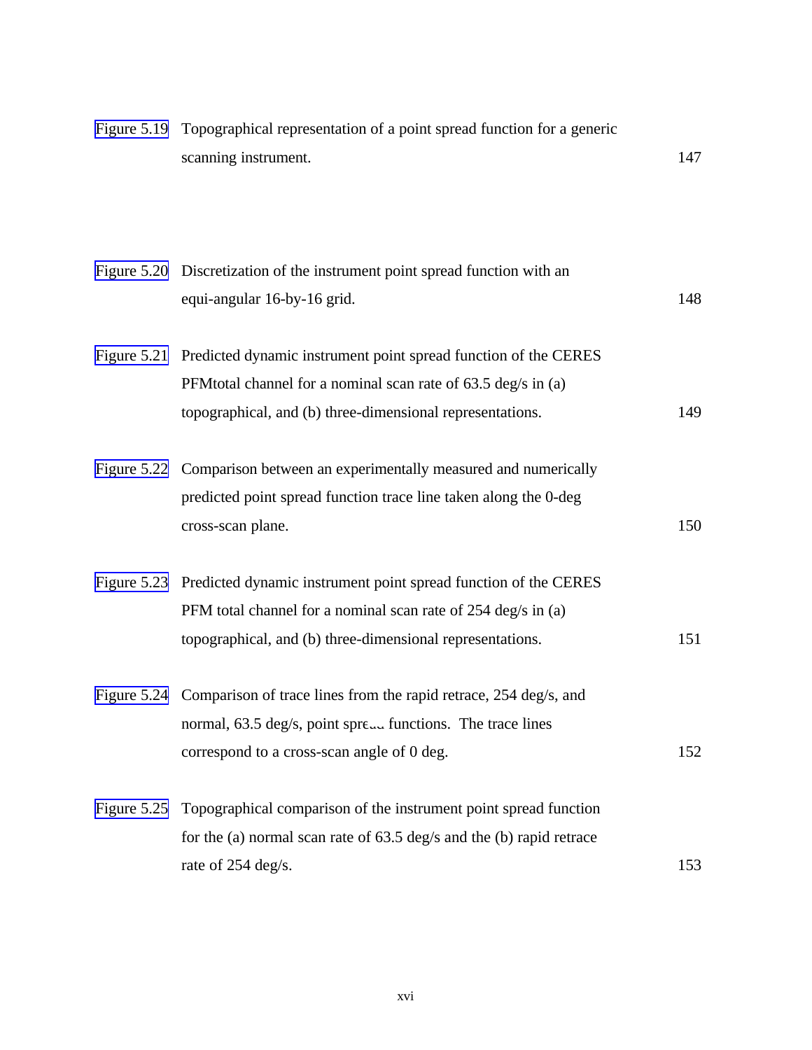| | | |
|---|---|---|
| Figure 5.19 | Topographical representation of a point spread function for a generic scanning instrument. | 147 |
| Figure 5.20 | Discretization of the instrument point spread function with an equi-angular 16-by-16 grid. | 148 |
| Figure 5.21 | Predicted dynamic instrument point spread function of the CERES PFMtotal channel for a nominal scan rate of 63.5 deg/s in (a) topographical, and (b) three-dimensional representations. | 149 |
| Figure 5.22 | Comparison between an experimentally measured and numerically predicted point spread function trace line taken along the 0-deg cross-scan plane. | 150 |
| Figure 5.23 | Predicted dynamic instrument point spread function of the CERES PFM total channel for a nominal scan rate of 254 deg/s in (a) topographical, and (b) three-dimensional representations. | 151 |
| Figure 5.24 | Comparison of trace lines from the rapid retrace, 254 deg/s, and normal, 63.5 deg/s, point spread functions. The trace lines correspond to a cross-scan angle of 0 deg. | 152 |
| Figure 5.25 | Topographical comparison of the instrument point spread function for the (a) normal scan rate of 63.5 deg/s and the (b) rapid retrace rate of 254 deg/s. | 153 |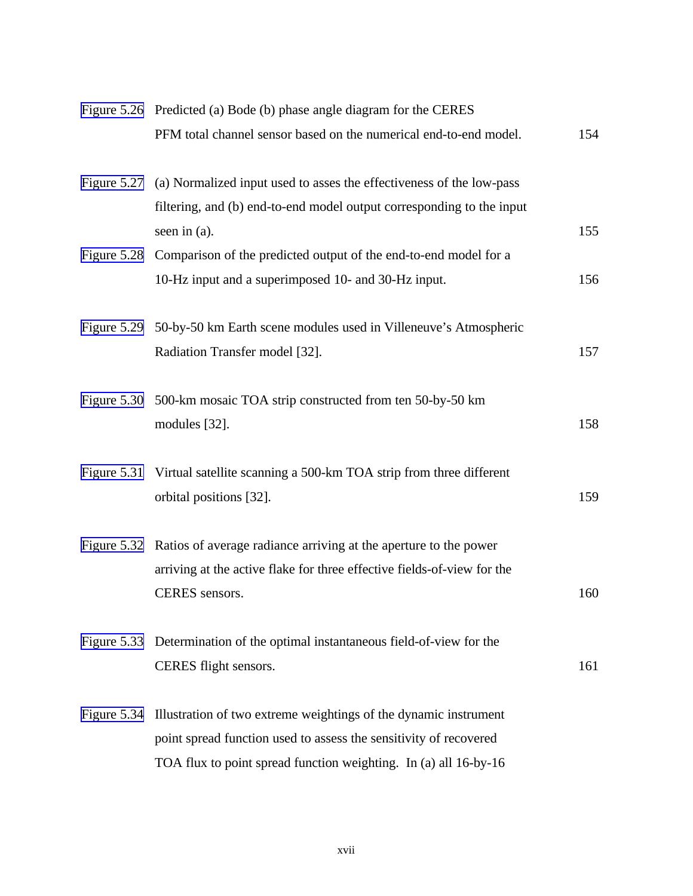| | | |
|---|---|---|
| Figure 5.26 | Predicted (a) Bode (b) phase angle diagram for the CERES PFM total channel sensor based on the numerical end-to-end model. | 154 |
| Figure 5.27 | (a) Normalized input used to asses the effectiveness of the low-pass filtering, and (b) end-to-end model output corresponding to the input seen in (a). | 155 |
| Figure 5.28 | Comparison of the predicted output of the end-to-end model for a 10-Hz input and a superimposed 10- and 30-Hz input. | 156 |
| Figure 5.29 | 50-by-50 km Earth scene modules used in Villeneuve's Atmospheric Radiation Transfer model [32]. | 157 |
| Figure 5.30 | 500-km mosaic TOA strip constructed from ten 50-by-50 km modules [32]. | 158 |
| Figure 5.31 | Virtual satellite scanning a 500-km TOA strip from three different orbital positions [32]. | 159 |
| Figure 5.32 | Ratios of average radiance arriving at the aperture to the power arriving at the active flake for three effective fields-of-view for the CERES sensors. | 160 |
| Figure 5.33 | Determination of the optimal instantaneous field-of-view for the CERES flight sensors. | 161 |
| Figure 5.34 | Illustration of two extreme weightings of the dynamic instrument point spread function used to assess the sensitivity of recovered TOA flux to point spread function weighting. In (a) all 16-by-16 | |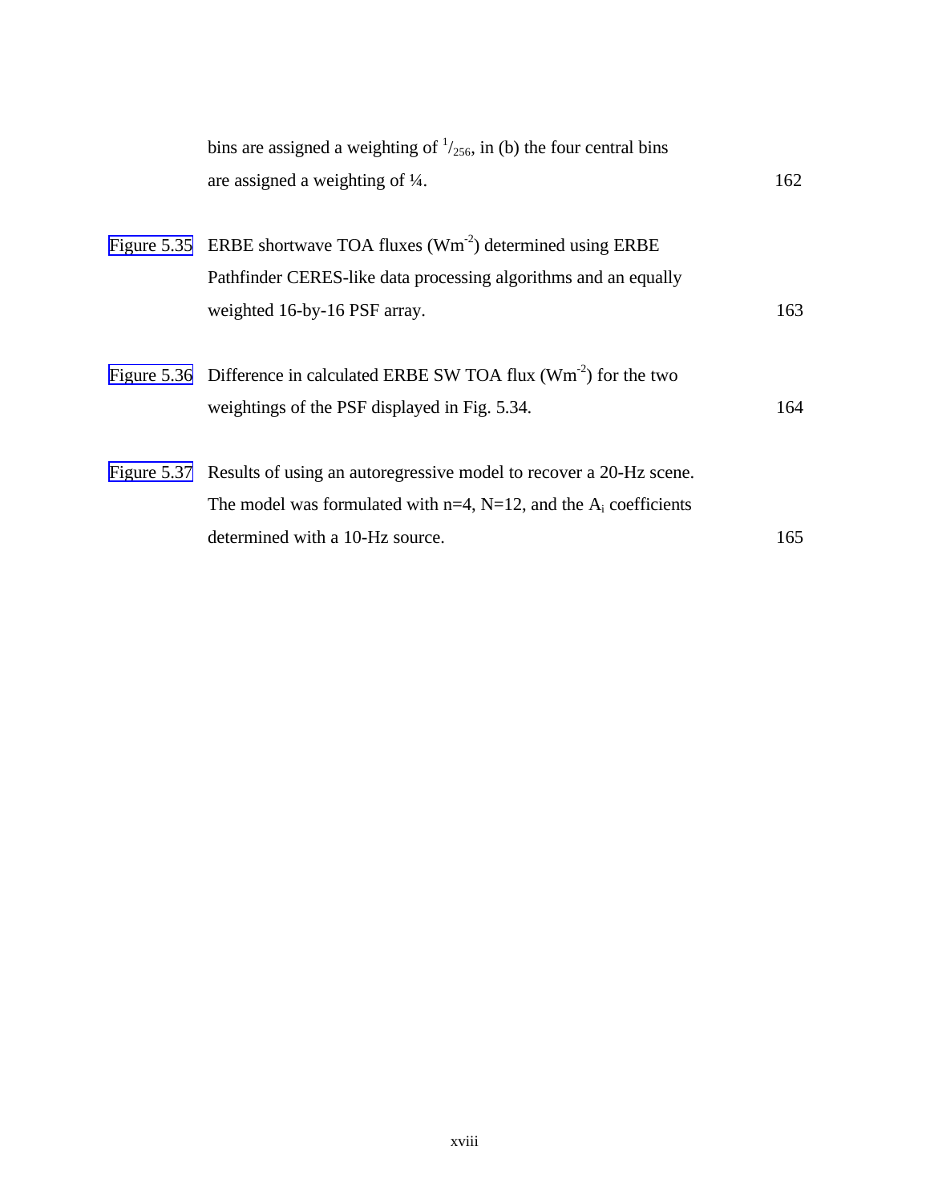bins are assigned a weighting of $^{1}/_{256}$, in (b) the four central bins are assigned a weighting of ¼. 162

Figure 5.35 ERBE shortwave TOA fluxes ($Wm^{-2}$) determined using ERBE Pathfinder CERES-like data processing algorithms and an equally weighted 16-by-16 PSF array. 163

Figure 5.36 Difference in calculated ERBE SW TOA flux ($Wm^{-2}$) for the two weightings of the PSF displayed in Fig. 5.34. 164

Figure 5.37 Results of using an autoregressive model to recover a 20-Hz scene. The model was formulated with n=4, N=12, and the $A_i$ coefficients determined with a 10-Hz source. 165